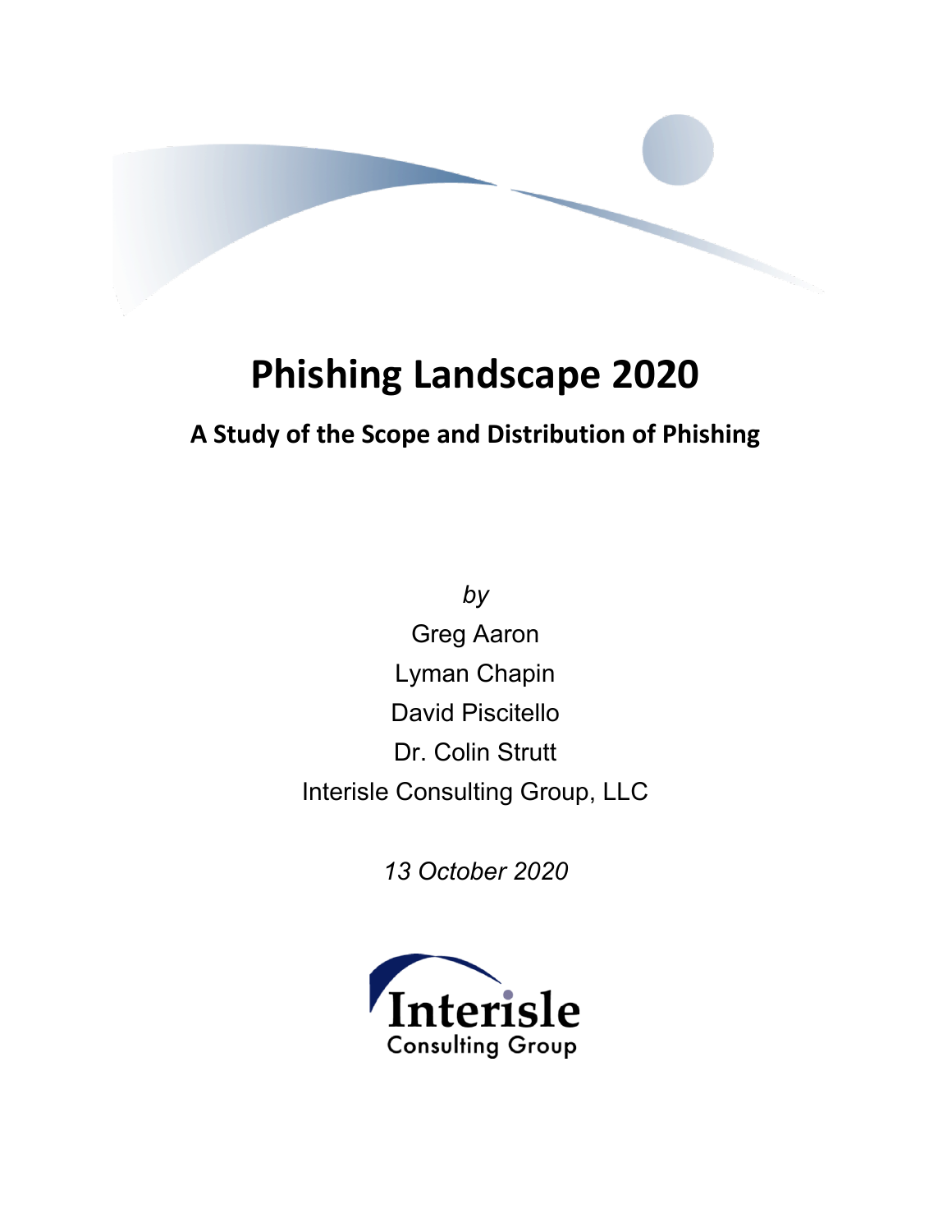# Phishing Landscape 2020

## A Study of the Scope and Distribution of Phishing

*by*

Greg Aaron

Lyman Chapin

David Piscitello

Dr. Colin Strutt

Interisle Consulting Group, LLC

*13 October 2020*

Interisle
Consulting Group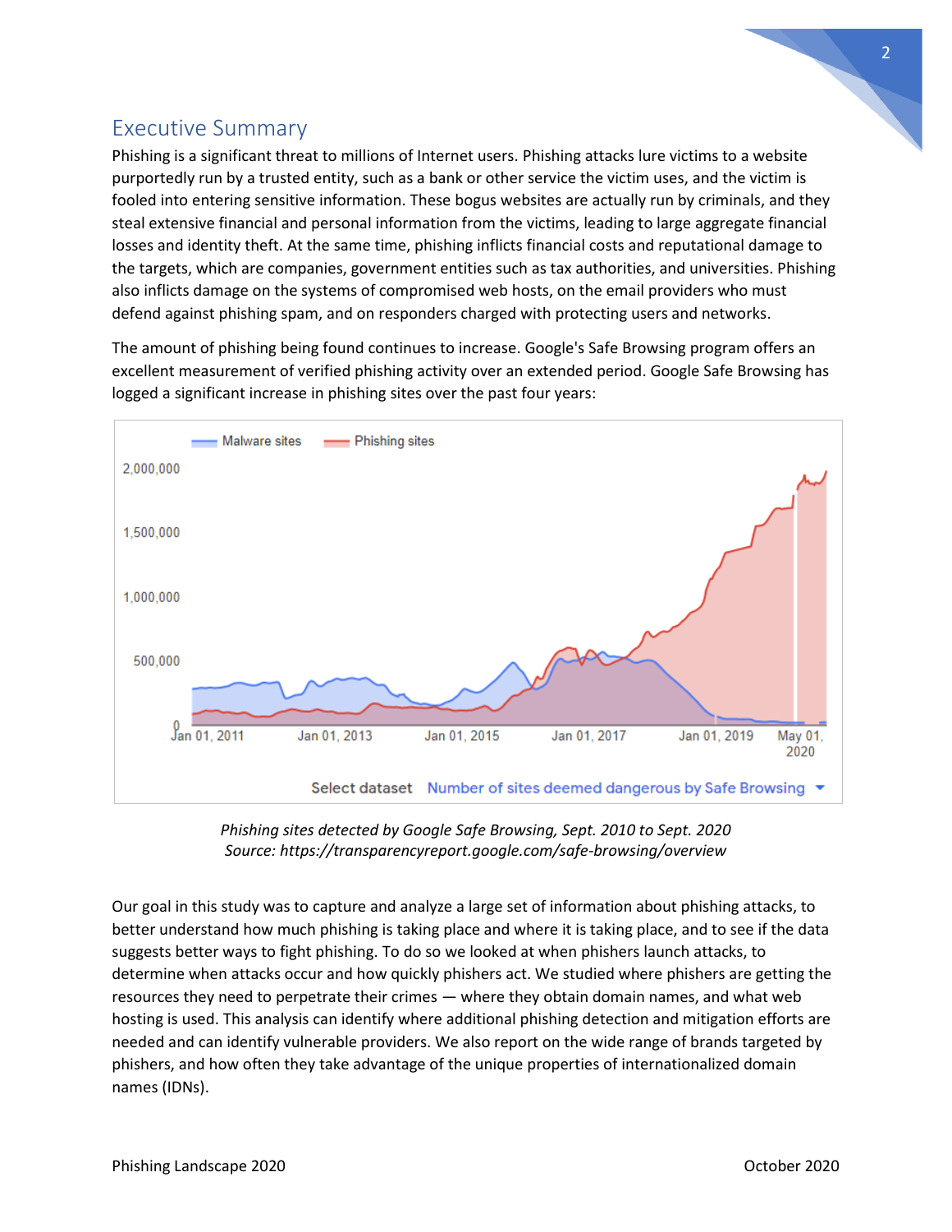## Executive Summary

Phishing is a significant threat to millions of Internet users. Phishing attacks lure victims to a website purportedly run by a trusted entity, such as a bank or other service the victim uses, and the victim is fooled into entering sensitive information. These bogus websites are actually run by criminals, and they steal extensive financial and personal information from the victims, leading to large aggregate financial losses and identity theft. At the same time, phishing inflicts financial costs and reputational damage to the targets, which are companies, government entities such as tax authorities, and universities. Phishing also inflicts damage on the systems of compromised web hosts, on the email providers who must defend against phishing spam, and on responders charged with protecting users and networks.

The amount of phishing being found continues to increase. Google's Safe Browsing program offers an excellent measurement of verified phishing activity over an extended period. Google Safe Browsing has logged a significant increase in phishing sites over the past four years:

*Phishing sites detected by Google Safe Browsing, Sept. 2010 to Sept. 2020*
*Source: https://transparencyreport.google.com/safe-browsing/overview*

Our goal in this study was to capture and analyze a large set of information about phishing attacks, to better understand how much phishing is taking place and where it is taking place, and to see if the data suggests better ways to fight phishing. To do so we looked at when phishers launch attacks, to determine when attacks occur and how quickly phishers act. We studied where phishers are getting the resources they need to perpetrate their crimes — where they obtain domain names, and what web hosting is used. This analysis can identify where additional phishing detection and mitigation efforts are needed and can identify vulnerable providers. We also report on the wide range of brands targeted by phishers, and how often they take advantage of the unique properties of internationalized domain names (IDNs).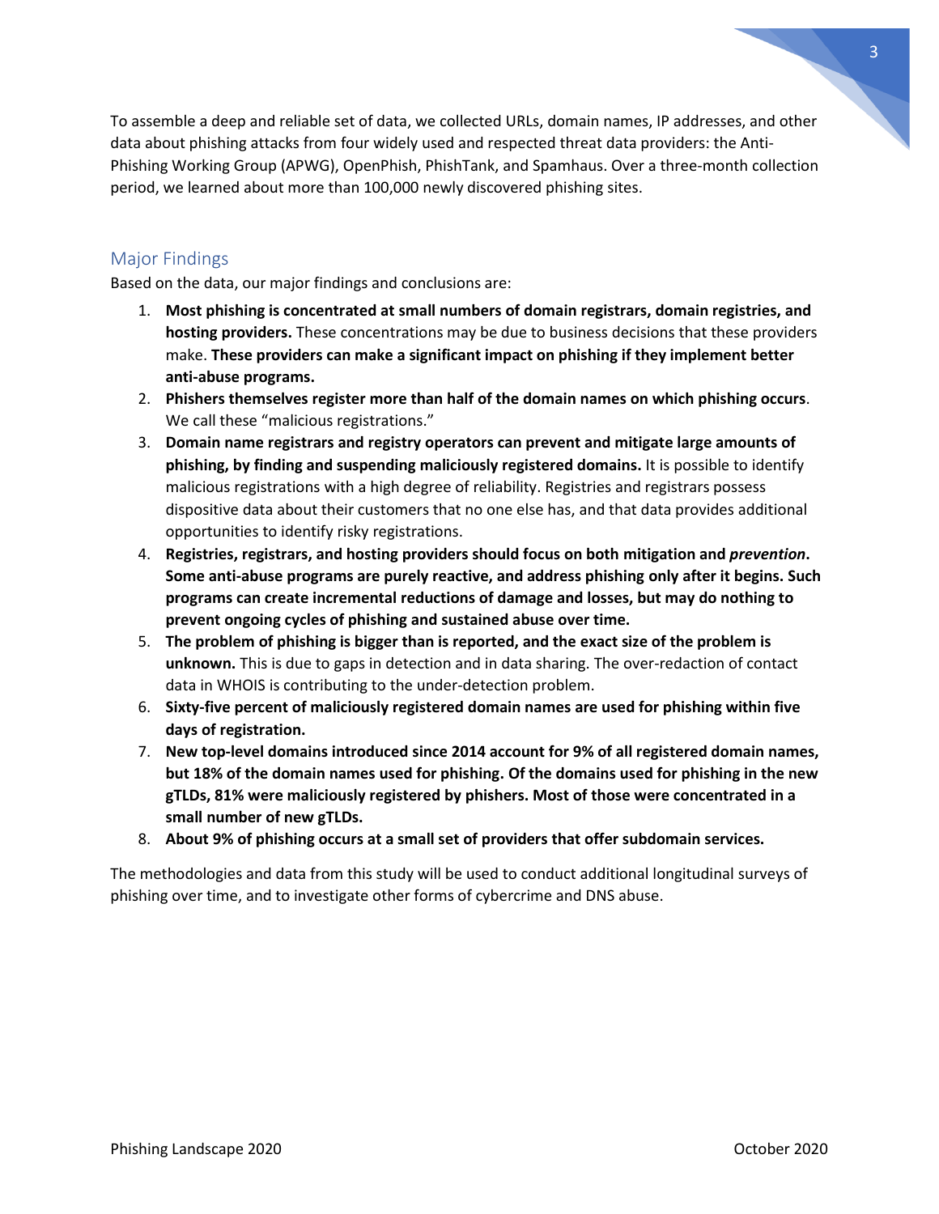To assemble a deep and reliable set of data, we collected URLs, domain names, IP addresses, and other data about phishing attacks from four widely used and respected threat data providers: the Anti-Phishing Working Group (APWG), OpenPhish, PhishTank, and Spamhaus. Over a three-month collection period, we learned about more than 100,000 newly discovered phishing sites.

## Major Findings

Based on the data, our major findings and conclusions are:

1. **Most phishing is concentrated at small numbers of domain registrars, domain registries, and hosting providers.** These concentrations may be due to business decisions that these providers make. **These providers can make a significant impact on phishing if they implement better anti-abuse programs.**
2. **Phishers themselves register more than half of the domain names on which phishing occurs**. We call these "malicious registrations."
3. **Domain name registrars and registry operators can prevent and mitigate large amounts of phishing, by finding and suspending maliciously registered domains.** It is possible to identify malicious registrations with a high degree of reliability. Registries and registrars possess dispositive data about their customers that no one else has, and that data provides additional opportunities to identify risky registrations.
4. **Registries, registrars, and hosting providers should focus on both mitigation and *prevention*. Some anti-abuse programs are purely reactive, and address phishing only after it begins. Such programs can create incremental reductions of damage and losses, but may do nothing to prevent ongoing cycles of phishing and sustained abuse over time.**
5. **The problem of phishing is bigger than is reported, and the exact size of the problem is unknown.** This is due to gaps in detection and in data sharing. The over-redaction of contact data in WHOIS is contributing to the under-detection problem.
6. **Sixty-five percent of maliciously registered domain names are used for phishing within five days of registration.**
7. **New top-level domains introduced since 2014 account for 9% of all registered domain names, but 18% of the domain names used for phishing. Of the domains used for phishing in the new gTLDs, 81% were maliciously registered by phishers. Most of those were concentrated in a small number of new gTLDs.**
8. **About 9% of phishing occurs at a small set of providers that offer subdomain services.**

The methodologies and data from this study will be used to conduct additional longitudinal surveys of phishing over time, and to investigate other forms of cybercrime and DNS abuse.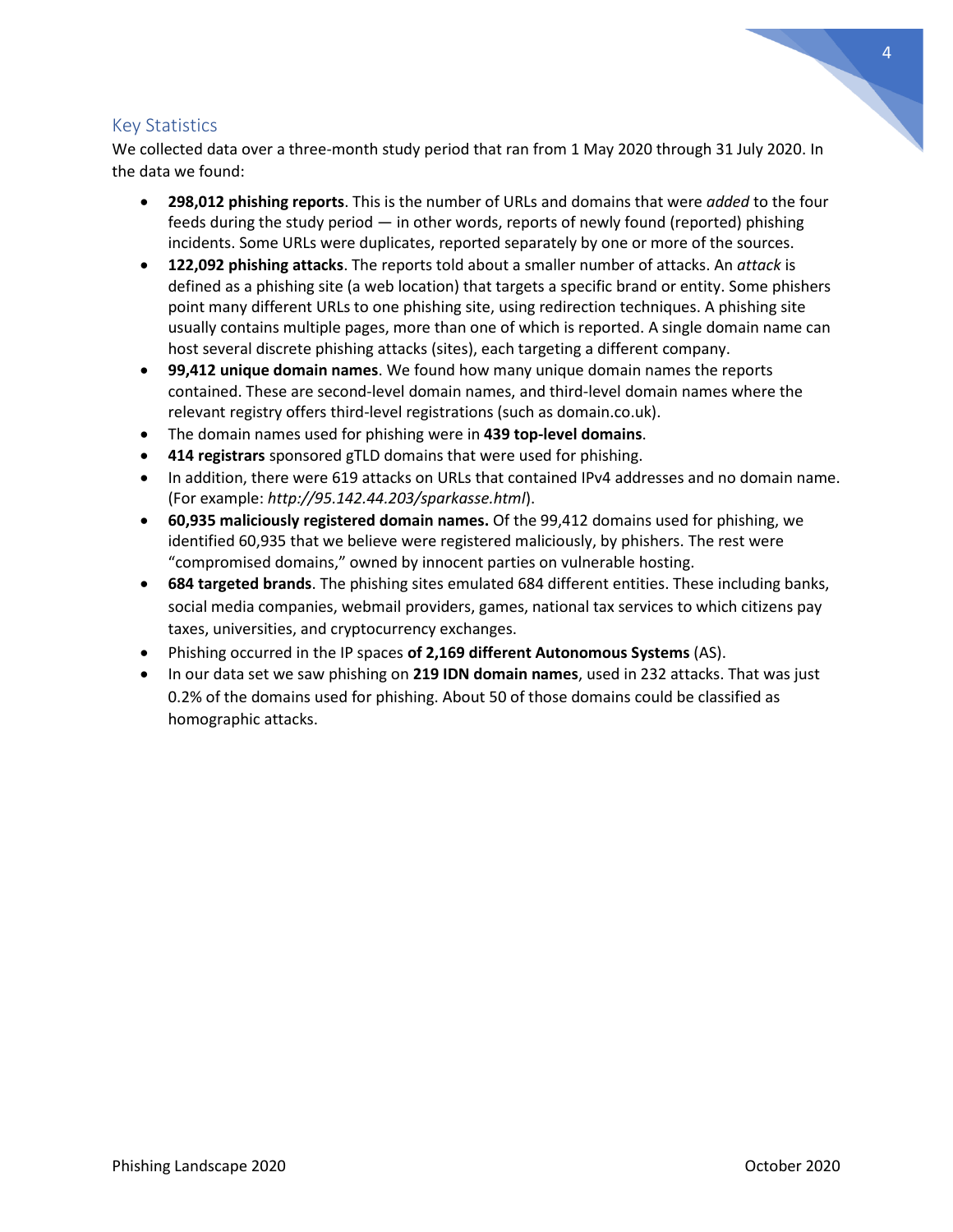## Key Statistics

We collected data over a three-month study period that ran from 1 May 2020 through 31 July 2020. In the data we found:

- **298,012 phishing reports**. This is the number of URLs and domains that were *added* to the four feeds during the study period — in other words, reports of newly found (reported) phishing incidents. Some URLs were duplicates, reported separately by one or more of the sources.
- **122,092 phishing attacks**. The reports told about a smaller number of attacks. An *attack* is defined as a phishing site (a web location) that targets a specific brand or entity. Some phishers point many different URLs to one phishing site, using redirection techniques. A phishing site usually contains multiple pages, more than one of which is reported. A single domain name can host several discrete phishing attacks (sites), each targeting a different company.
- **99,412 unique domain names**. We found how many unique domain names the reports contained. These are second-level domain names, and third-level domain names where the relevant registry offers third-level registrations (such as domain.co.uk).
- The domain names used for phishing were in **439 top-level domains**.
- **414 registrars** sponsored gTLD domains that were used for phishing.
- In addition, there were 619 attacks on URLs that contained IPv4 addresses and no domain name. (For example: *http://95.142.44.203/sparkasse.html*).
- **60,935 maliciously registered domain names.** Of the 99,412 domains used for phishing, we identified 60,935 that we believe were registered maliciously, by phishers. The rest were "compromised domains," owned by innocent parties on vulnerable hosting.
- **684 targeted brands**. The phishing sites emulated 684 different entities. These including banks, social media companies, webmail providers, games, national tax services to which citizens pay taxes, universities, and cryptocurrency exchanges.
- Phishing occurred in the IP spaces **of 2,169 different Autonomous Systems** (AS).
- In our data set we saw phishing on **219 IDN domain names**, used in 232 attacks. That was just 0.2% of the domains used for phishing. About 50 of those domains could be classified as homographic attacks.